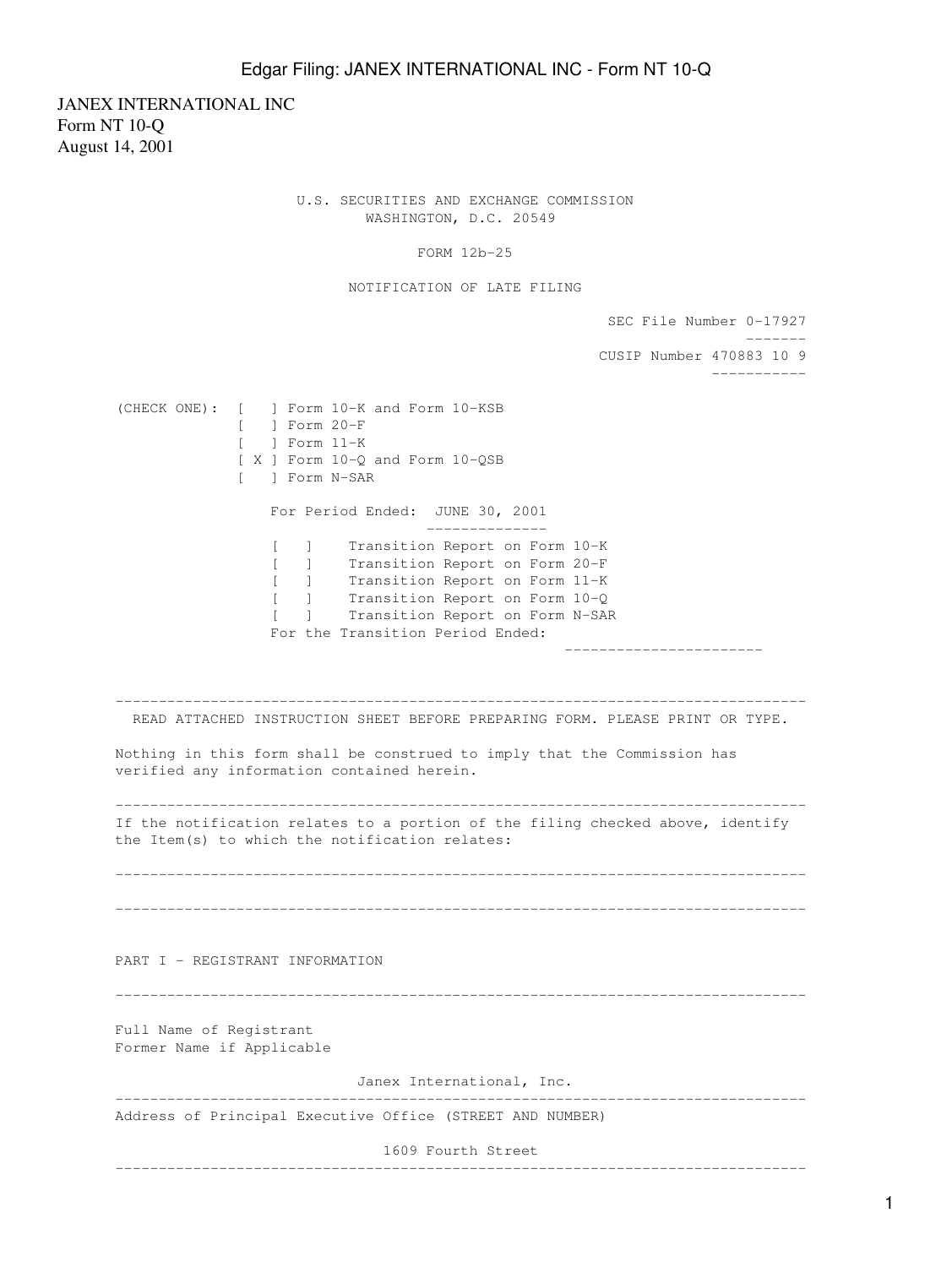JANEX INTERNATIONAL INC
Form NT 10-Q
August 14, 2001

U.S. SECURITIES AND EXCHANGE COMMISSION
WASHINGTON, D.C. 20549

FORM 12b-25

NOTIFICATION OF LATE FILING

SEC File Number 0-17927

CUSIP Number 470883 10 9

(CHECK ONE):
[ ] Form 10-K and Form 10-KSB
[ ] Form 20-F
[ ] Form 11-K
[ X ] Form 10-Q and Form 10-QSB
[ ] Form N-SAR

For Period Ended: JUNE 30, 2001

[ ] Transition Report on Form 10-K
[ ] Transition Report on Form 20-F
[ ] Transition Report on Form 11-K
[ ] Transition Report on Form 10-Q
[ ] Transition Report on Form N-SAR

For the Transition Period Ended: ______________________

---

READ ATTACHED INSTRUCTION SHEET BEFORE PREPARING FORM. PLEASE PRINT OR TYPE.

Nothing in this form shall be construed to imply that the Commission has verified any information contained herein.

---

If the notification relates to a portion of the filing checked above, identify the Item(s) to which the notification relates:

---

---

PART I - REGISTRANT INFORMATION

---

Full Name of Registrant
Former Name if Applicable

Janex International, Inc.

---

Address of Principal Executive Office (STREET AND NUMBER)

1609 Fourth Street

---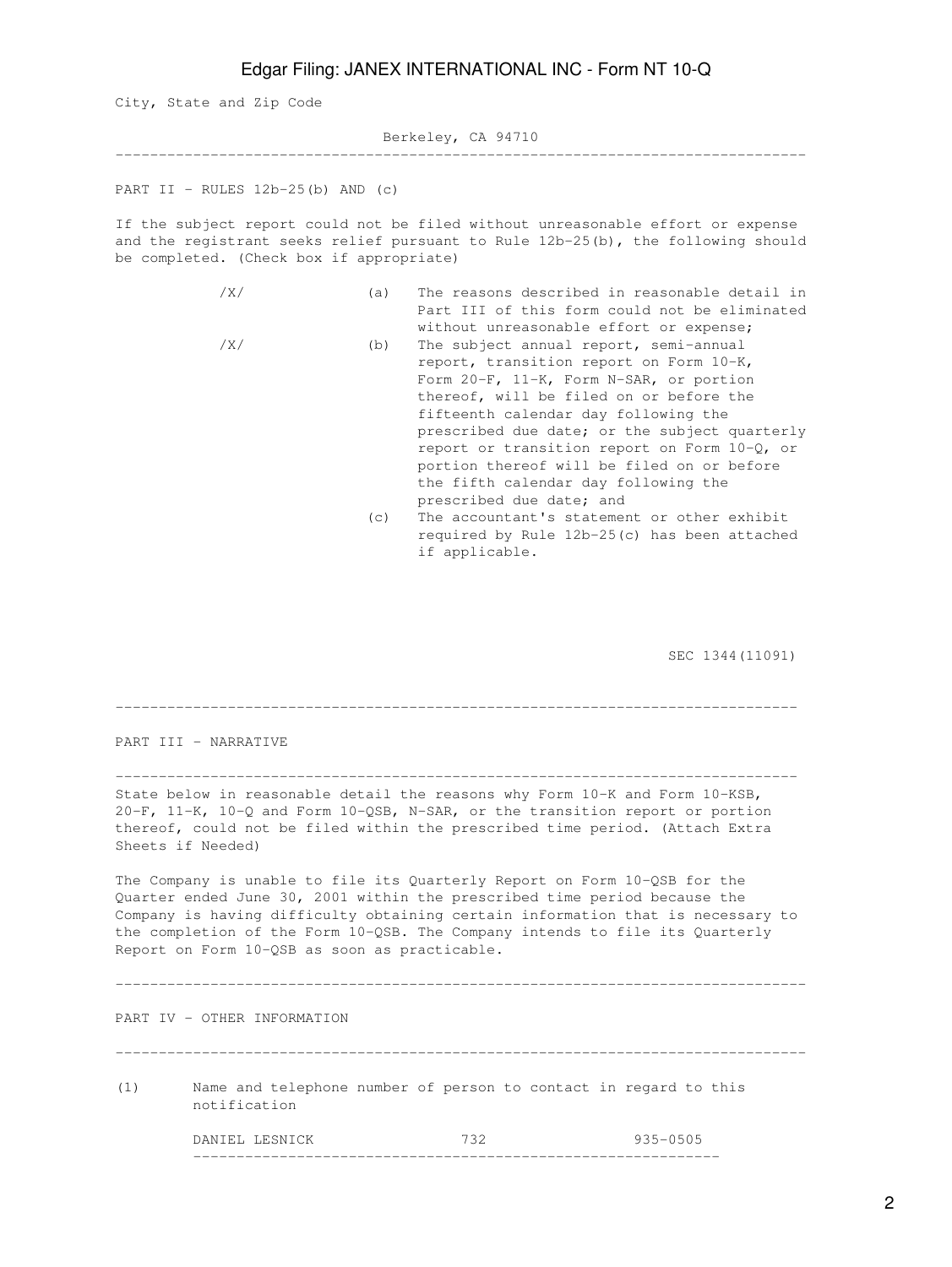City, State and Zip Code

Berkeley, CA 94710

---

PART II - RULES 12b-25(b) AND (c)

If the subject report could not be filed without unreasonable effort or expense and the registrant seeks relief pursuant to Rule 12b-25(b), the following should be completed. (Check box if appropriate)

/X/ (a) The reasons described in reasonable detail in Part III of this form could not be eliminated without unreasonable effort or expense;

/X/ (b) The subject annual report, semi-annual report, transition report on Form 10-K, Form 20-F, 11-K, Form N-SAR, or portion thereof, will be filed on or before the fifteenth calendar day following the prescribed due date; or the subject quarterly report or transition report on Form 10-Q, or portion thereof will be filed on or before the fifth calendar day following the prescribed due date; and

(c) The accountant's statement or other exhibit required by Rule 12b-25(c) has been attached if applicable.

SEC 1344(11091)

---

PART III - NARRATIVE

---

State below in reasonable detail the reasons why Form 10-K and Form 10-KSB, 20-F, 11-K, 10-Q and Form 10-QSB, N-SAR, or the transition report or portion thereof, could not be filed within the prescribed time period. (Attach Extra Sheets if Needed)

The Company is unable to file its Quarterly Report on Form 10-QSB for the Quarter ended June 30, 2001 within the prescribed time period because the Company is having difficulty obtaining certain information that is necessary to the completion of the Form 10-QSB. The Company intends to file its Quarterly Report on Form 10-QSB as soon as practicable.

---

PART IV - OTHER INFORMATION

---

(1) Name and telephone number of person to contact in regard to this notification

DANIEL LESNICK 732 935-0505

---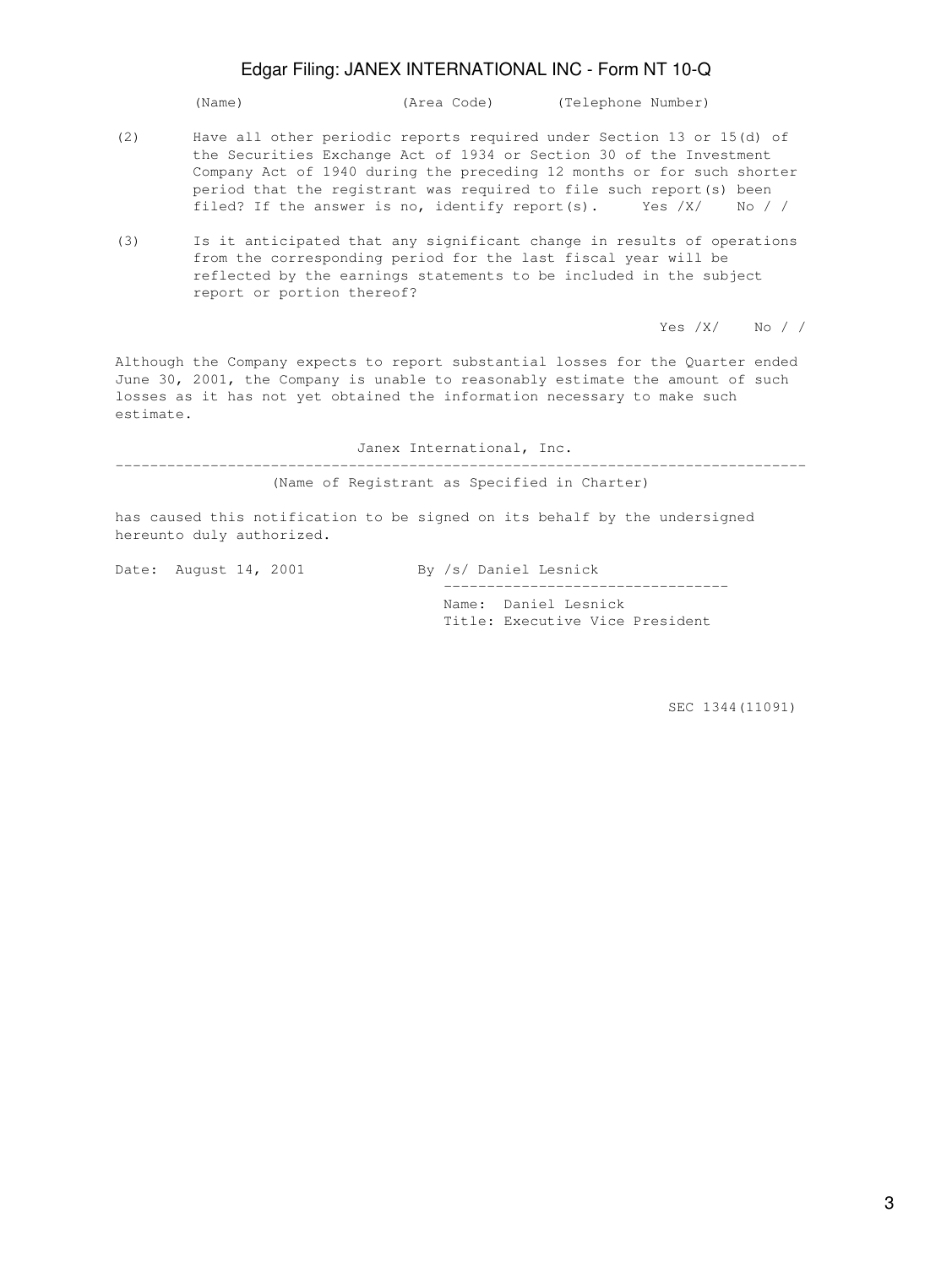(Name) (Area Code) (Telephone Number)

(2) Have all other periodic reports required under Section 13 or 15(d) of the Securities Exchange Act of 1934 or Section 30 of the Investment Company Act of 1940 during the preceding 12 months or for such shorter period that the registrant was required to file such report(s) been filed? If the answer is no, identify report(s). Yes /X/ No / /

(3) Is it anticipated that any significant change in results of operations from the corresponding period for the last fiscal year will be reflected by the earnings statements to be included in the subject report or portion thereof?

Yes /X/ No / /

Although the Company expects to report substantial losses for the Quarter ended June 30, 2001, the Company is unable to reasonably estimate the amount of such losses as it has not yet obtained the information necessary to make such estimate.

Janex International, Inc.

---

(Name of Registrant as Specified in Charter)

has caused this notification to be signed on its behalf by the undersigned hereunto duly authorized.

Date: August 14, 2001

By /s/ Daniel Lesnick

Name: Daniel Lesnick
Title: Executive Vice President

SEC 1344(11091)